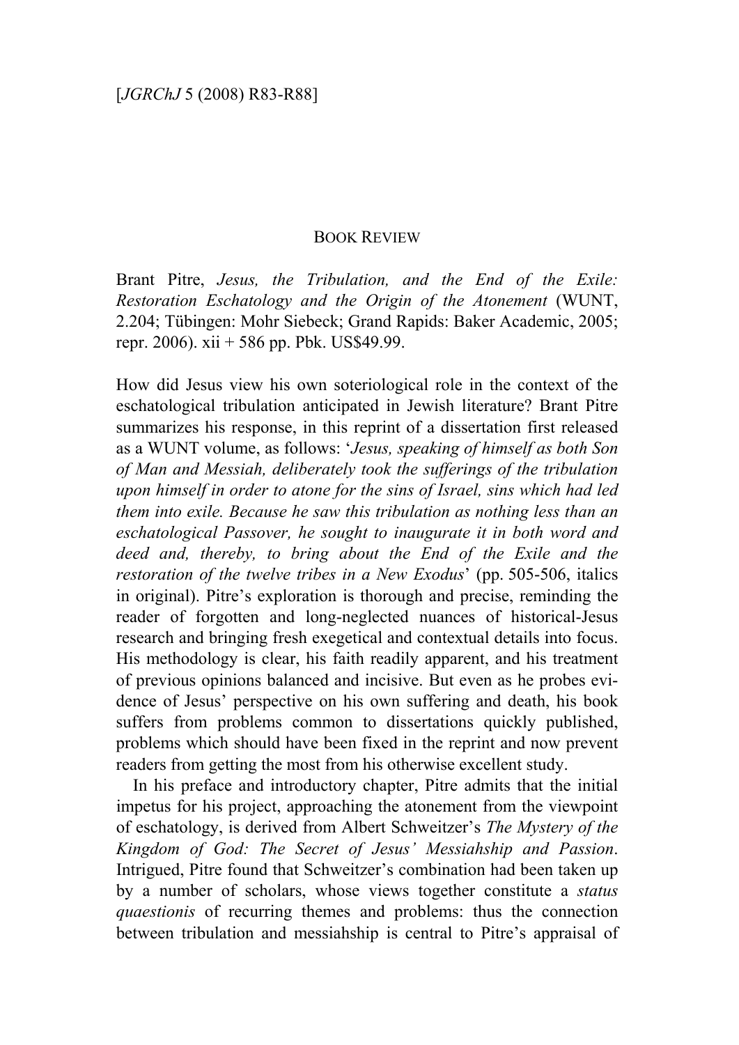## BOOK REVIEW

Brant Pitre, *Jesus, the Tribulation, and the End of the Exile: Restoration Eschatology and the Origin of the Atonement* (WUNT, 2.204; Tübingen: Mohr Siebeck; Grand Rapids: Baker Academic, 2005; repr. 2006). xii + 586 pp. Pbk. US$49.99.

How did Jesus view his own soteriological role in the context of the eschatological tribulation anticipated in Jewish literature? Brant Pitre summarizes his response, in this reprint of a dissertation first released as a WUNT volume, as follows: '*Jesus, speaking of himself as both Son of Man and Messiah, deliberately took the sufferings of the tribulation upon himself in order to atone for the sins of Israel, sins which had led them into exile. Because he saw this tribulation as nothing less than an eschatological Passover, he sought to inaugurate it in both word and deed and, thereby, to bring about the End of the Exile and the restoration of the twelve tribes in a New Exodus*' (pp. 505-506, italics in original). Pitre's exploration is thorough and precise, reminding the reader of forgotten and long-neglected nuances of historical-Jesus research and bringing fresh exegetical and contextual details into focus. His methodology is clear, his faith readily apparent, and his treatment of previous opinions balanced and incisive. But even as he probes evidence of Jesus' perspective on his own suffering and death, his book suffers from problems common to dissertations quickly published, problems which should have been fixed in the reprint and now prevent readers from getting the most from his otherwise excellent study.

In his preface and introductory chapter, Pitre admits that the initial impetus for his project, approaching the atonement from the viewpoint of eschatology, is derived from Albert Schweitzer's *The Mystery of the Kingdom of God: The Secret of Jesus' Messiahship and Passion*. Intrigued, Pitre found that Schweitzer's combination had been taken up by a number of scholars, whose views together constitute a *status quaestionis* of recurring themes and problems: thus the connection between tribulation and messiahship is central to Pitre's appraisal of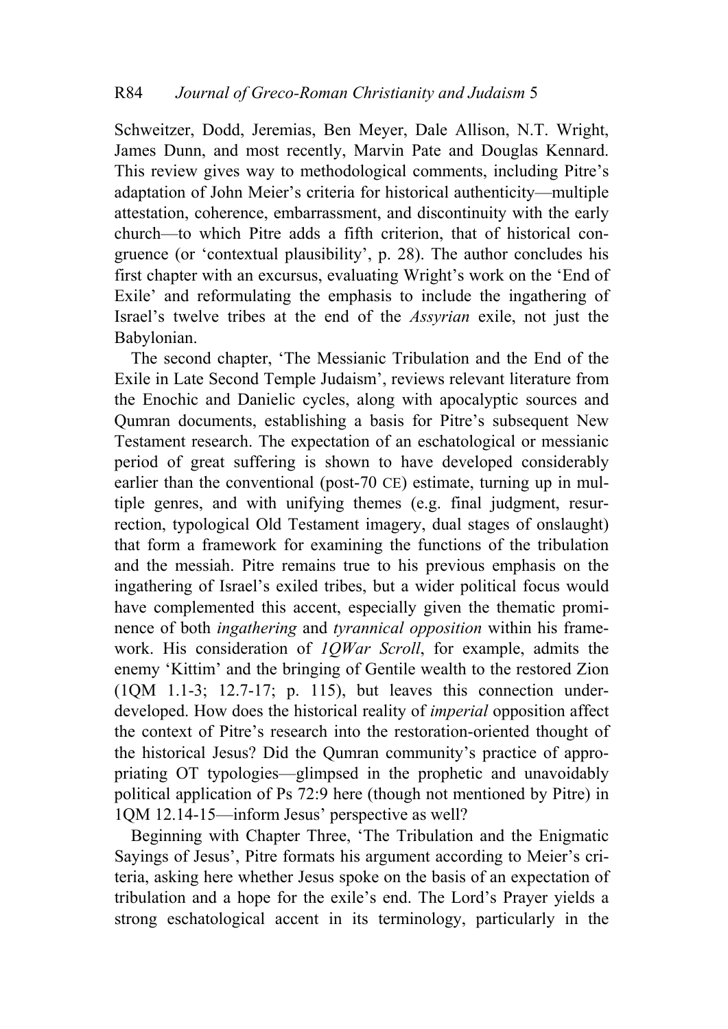Schweitzer, Dodd, Jeremias, Ben Meyer, Dale Allison, N.T. Wright, James Dunn, and most recently, Marvin Pate and Douglas Kennard. This review gives way to methodological comments, including Pitre's adaptation of John Meier's criteria for historical authenticity—multiple attestation, coherence, embarrassment, and discontinuity with the early church—to which Pitre adds a fifth criterion, that of historical congruence (or 'contextual plausibility', p. 28). The author concludes his first chapter with an excursus, evaluating Wright's work on the 'End of Exile' and reformulating the emphasis to include the ingathering of Israel's twelve tribes at the end of the *Assyrian* exile, not just the Babylonian.

The second chapter, 'The Messianic Tribulation and the End of the Exile in Late Second Temple Judaism', reviews relevant literature from the Enochic and Danielic cycles, along with apocalyptic sources and Qumran documents, establishing a basis for Pitre's subsequent New Testament research. The expectation of an eschatological or messianic period of great suffering is shown to have developed considerably earlier than the conventional (post-70 CE) estimate, turning up in multiple genres, and with unifying themes (e.g. final judgment, resurrection, typological Old Testament imagery, dual stages of onslaught) that form a framework for examining the functions of the tribulation and the messiah. Pitre remains true to his previous emphasis on the ingathering of Israel's exiled tribes, but a wider political focus would have complemented this accent, especially given the thematic prominence of both *ingathering* and *tyrannical opposition* within his framework. His consideration of *1QWar Scroll*, for example, admits the enemy 'Kittim' and the bringing of Gentile wealth to the restored Zion (1QM 1.1-3; 12.7-17; p. 115), but leaves this connection underdeveloped. How does the historical reality of *imperial* opposition affect the context of Pitre's research into the restoration-oriented thought of the historical Jesus? Did the Qumran community's practice of appropriating OT typologies—glimpsed in the prophetic and unavoidably political application of Ps 72:9 here (though not mentioned by Pitre) in 1QM 12.14-15—inform Jesus' perspective as well?

Beginning with Chapter Three, 'The Tribulation and the Enigmatic Sayings of Jesus', Pitre formats his argument according to Meier's criteria, asking here whether Jesus spoke on the basis of an expectation of tribulation and a hope for the exile's end. The Lord's Prayer yields a strong eschatological accent in its terminology, particularly in the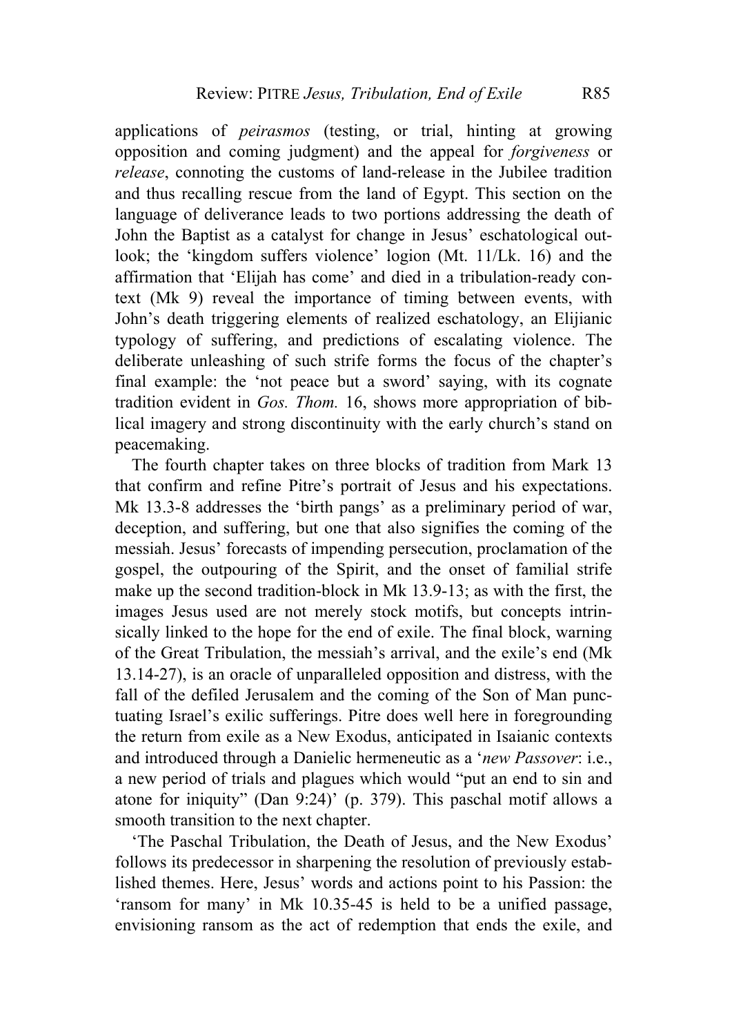applications of *peirasmos* (testing, or trial, hinting at growing opposition and coming judgment) and the appeal for *forgiveness* or *release*, connoting the customs of land-release in the Jubilee tradition and thus recalling rescue from the land of Egypt. This section on the language of deliverance leads to two portions addressing the death of John the Baptist as a catalyst for change in Jesus' eschatological outlook; the 'kingdom suffers violence' logion (Mt. 11/Lk. 16) and the affirmation that 'Elijah has come' and died in a tribulation-ready context (Mk 9) reveal the importance of timing between events, with John's death triggering elements of realized eschatology, an Elijianic typology of suffering, and predictions of escalating violence. The deliberate unleashing of such strife forms the focus of the chapter's final example: the 'not peace but a sword' saying, with its cognate tradition evident in *Gos. Thom.* 16, shows more appropriation of biblical imagery and strong discontinuity with the early church's stand on peacemaking.

The fourth chapter takes on three blocks of tradition from Mark 13 that confirm and refine Pitre's portrait of Jesus and his expectations. Mk 13.3-8 addresses the 'birth pangs' as a preliminary period of war, deception, and suffering, but one that also signifies the coming of the messiah. Jesus' forecasts of impending persecution, proclamation of the gospel, the outpouring of the Spirit, and the onset of familial strife make up the second tradition-block in Mk 13.9-13; as with the first, the images Jesus used are not merely stock motifs, but concepts intrinsically linked to the hope for the end of exile. The final block, warning of the Great Tribulation, the messiah's arrival, and the exile's end (Mk 13.14-27), is an oracle of unparalleled opposition and distress, with the fall of the defiled Jerusalem and the coming of the Son of Man punctuating Israel's exilic sufferings. Pitre does well here in foregrounding the return from exile as a New Exodus, anticipated in Isaianic contexts and introduced through a Danielic hermeneutic as a '*new Passover*: i.e., a new period of trials and plagues which would "put an end to sin and atone for iniquity" (Dan 9:24)' (p. 379). This paschal motif allows a smooth transition to the next chapter.

'The Paschal Tribulation, the Death of Jesus, and the New Exodus' follows its predecessor in sharpening the resolution of previously established themes. Here, Jesus' words and actions point to his Passion: the 'ransom for many' in Mk 10.35-45 is held to be a unified passage, envisioning ransom as the act of redemption that ends the exile, and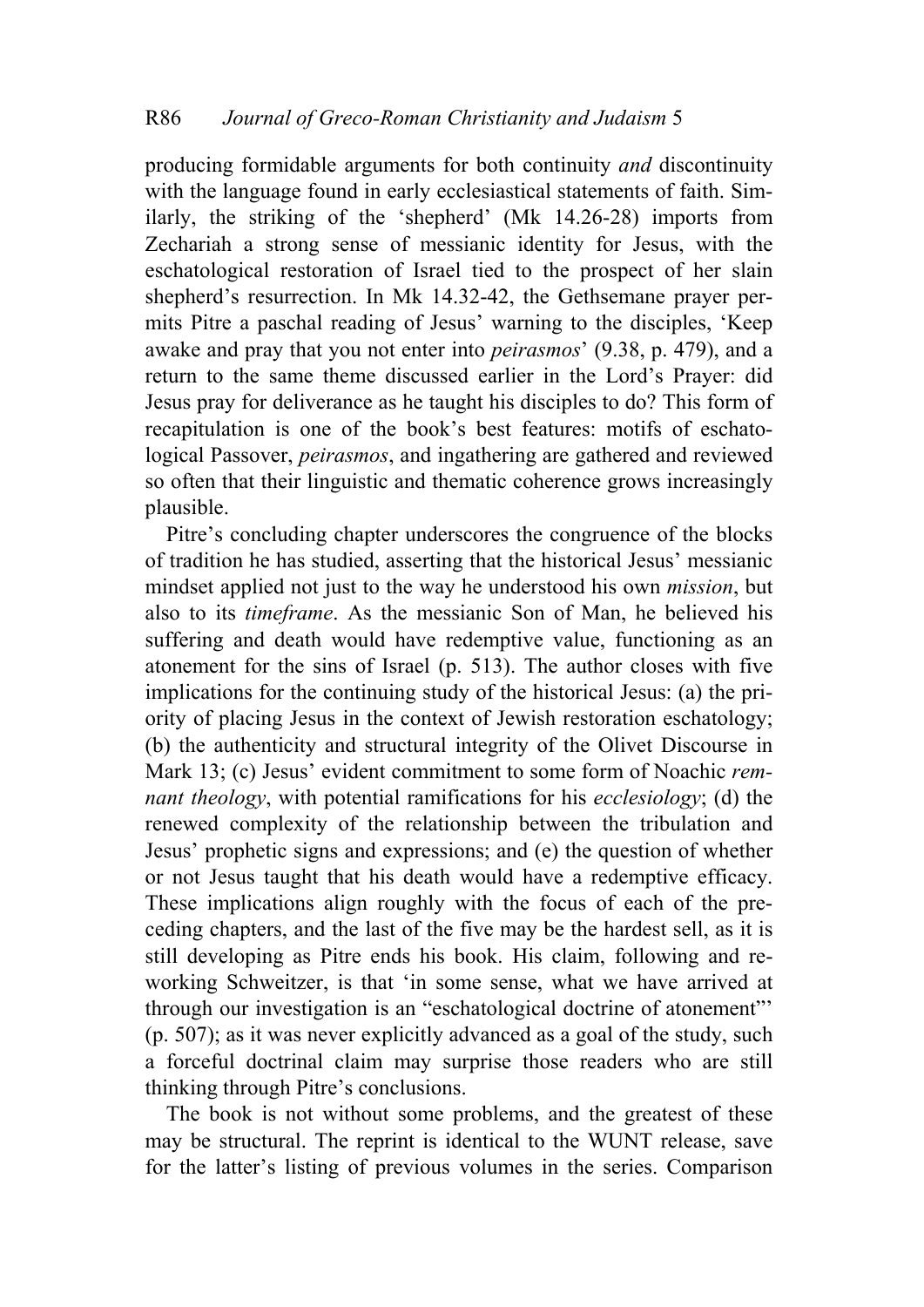producing formidable arguments for both continuity *and* discontinuity with the language found in early ecclesiastical statements of faith. Similarly, the striking of the 'shepherd' (Mk 14.26-28) imports from Zechariah a strong sense of messianic identity for Jesus, with the eschatological restoration of Israel tied to the prospect of her slain shepherd's resurrection. In Mk 14.32-42, the Gethsemane prayer permits Pitre a paschal reading of Jesus' warning to the disciples, 'Keep awake and pray that you not enter into *peirasmos*' (9.38, p. 479), and a return to the same theme discussed earlier in the Lord's Prayer: did Jesus pray for deliverance as he taught his disciples to do? This form of recapitulation is one of the book's best features: motifs of eschatological Passover, *peirasmos*, and ingathering are gathered and reviewed so often that their linguistic and thematic coherence grows increasingly plausible.

Pitre's concluding chapter underscores the congruence of the blocks of tradition he has studied, asserting that the historical Jesus' messianic mindset applied not just to the way he understood his own *mission*, but also to its *timeframe*. As the messianic Son of Man, he believed his suffering and death would have redemptive value, functioning as an atonement for the sins of Israel (p. 513). The author closes with five implications for the continuing study of the historical Jesus: (a) the priority of placing Jesus in the context of Jewish restoration eschatology; (b) the authenticity and structural integrity of the Olivet Discourse in Mark 13; (c) Jesus' evident commitment to some form of Noachic *remnant theology*, with potential ramifications for his *ecclesiology*; (d) the renewed complexity of the relationship between the tribulation and Jesus' prophetic signs and expressions; and (e) the question of whether or not Jesus taught that his death would have a redemptive efficacy. These implications align roughly with the focus of each of the preceding chapters, and the last of the five may be the hardest sell, as it is still developing as Pitre ends his book. His claim, following and reworking Schweitzer, is that 'in some sense, what we have arrived at through our investigation is an "eschatological doctrine of atonement"' (p. 507); as it was never explicitly advanced as a goal of the study, such a forceful doctrinal claim may surprise those readers who are still thinking through Pitre's conclusions.

The book is not without some problems, and the greatest of these may be structural. The reprint is identical to the WUNT release, save for the latter's listing of previous volumes in the series. Comparison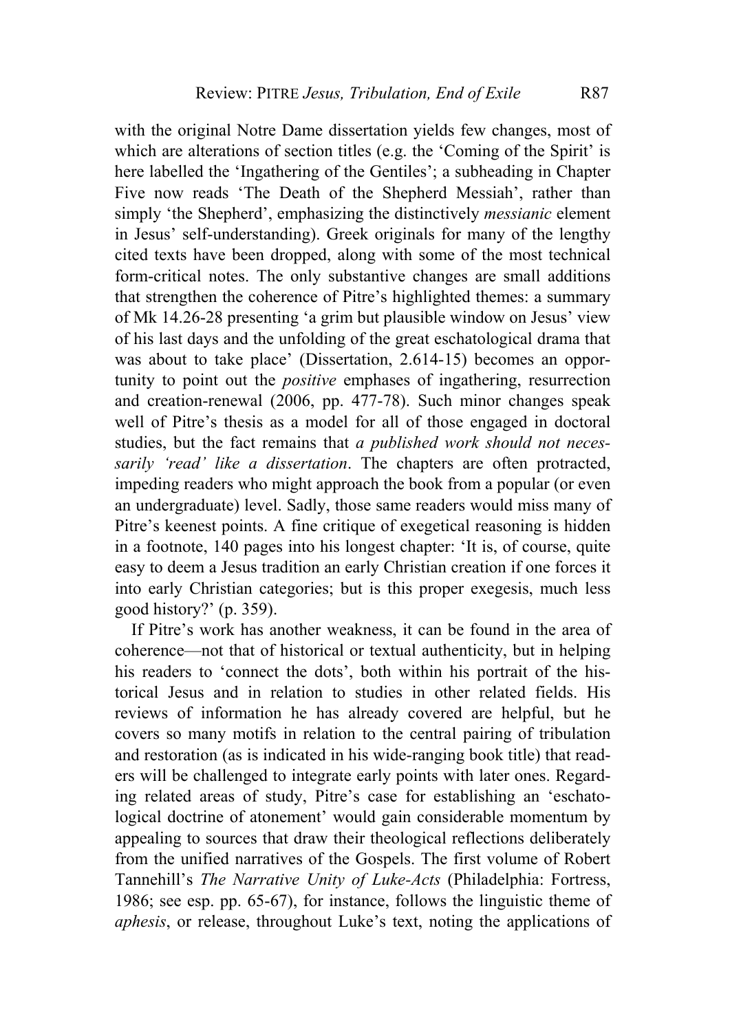with the original Notre Dame dissertation yields few changes, most of which are alterations of section titles (e.g. the 'Coming of the Spirit' is here labelled the 'Ingathering of the Gentiles'; a subheading in Chapter Five now reads 'The Death of the Shepherd Messiah', rather than simply 'the Shepherd', emphasizing the distinctively *messianic* element in Jesus' self-understanding). Greek originals for many of the lengthy cited texts have been dropped, along with some of the most technical form-critical notes. The only substantive changes are small additions that strengthen the coherence of Pitre's highlighted themes: a summary of Mk 14.26-28 presenting 'a grim but plausible window on Jesus' view of his last days and the unfolding of the great eschatological drama that was about to take place' (Dissertation, 2.614-15) becomes an opportunity to point out the *positive* emphases of ingathering, resurrection and creation-renewal (2006, pp. 477-78). Such minor changes speak well of Pitre's thesis as a model for all of those engaged in doctoral studies, but the fact remains that *a published work should not necessarily 'read' like a dissertation*. The chapters are often protracted, impeding readers who might approach the book from a popular (or even an undergraduate) level. Sadly, those same readers would miss many of Pitre's keenest points. A fine critique of exegetical reasoning is hidden in a footnote, 140 pages into his longest chapter: 'It is, of course, quite easy to deem a Jesus tradition an early Christian creation if one forces it into early Christian categories; but is this proper exegesis, much less good history?' (p. 359).

If Pitre's work has another weakness, it can be found in the area of coherence—not that of historical or textual authenticity, but in helping his readers to 'connect the dots', both within his portrait of the historical Jesus and in relation to studies in other related fields. His reviews of information he has already covered are helpful, but he covers so many motifs in relation to the central pairing of tribulation and restoration (as is indicated in his wide-ranging book title) that readers will be challenged to integrate early points with later ones. Regarding related areas of study, Pitre's case for establishing an 'eschatological doctrine of atonement' would gain considerable momentum by appealing to sources that draw their theological reflections deliberately from the unified narratives of the Gospels. The first volume of Robert Tannehill's *The Narrative Unity of Luke-Acts* (Philadelphia: Fortress, 1986; see esp. pp. 65-67), for instance, follows the linguistic theme of *aphesis*, or release, throughout Luke's text, noting the applications of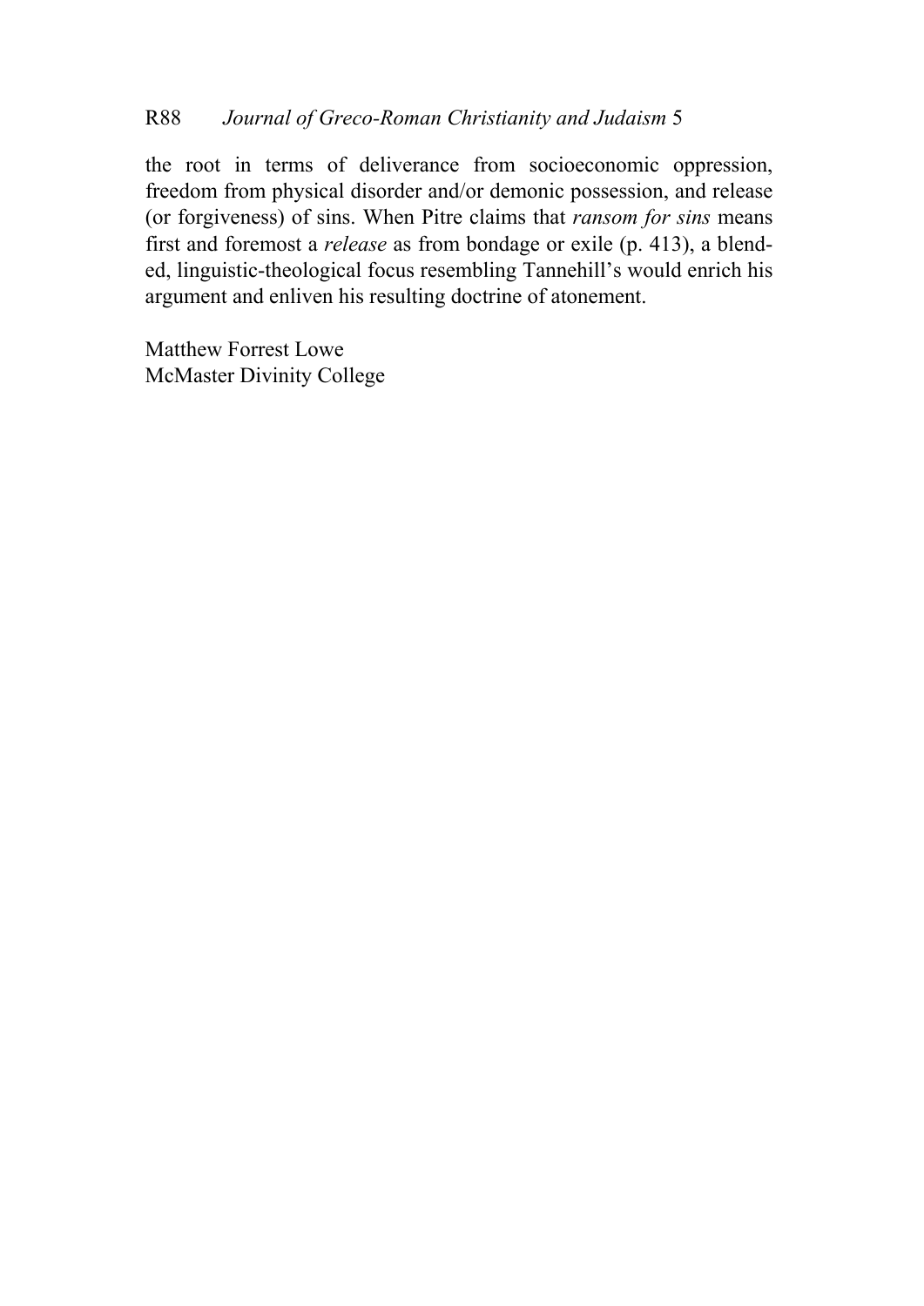the root in terms of deliverance from socioeconomic oppression, freedom from physical disorder and/or demonic possession, and release (or forgiveness) of sins. When Pitre claims that *ransom for sins* means first and foremost a *release* as from bondage or exile (p. 413), a blended, linguistic-theological focus resembling Tannehill's would enrich his argument and enliven his resulting doctrine of atonement.

Matthew Forrest Lowe  
McMaster Divinity College